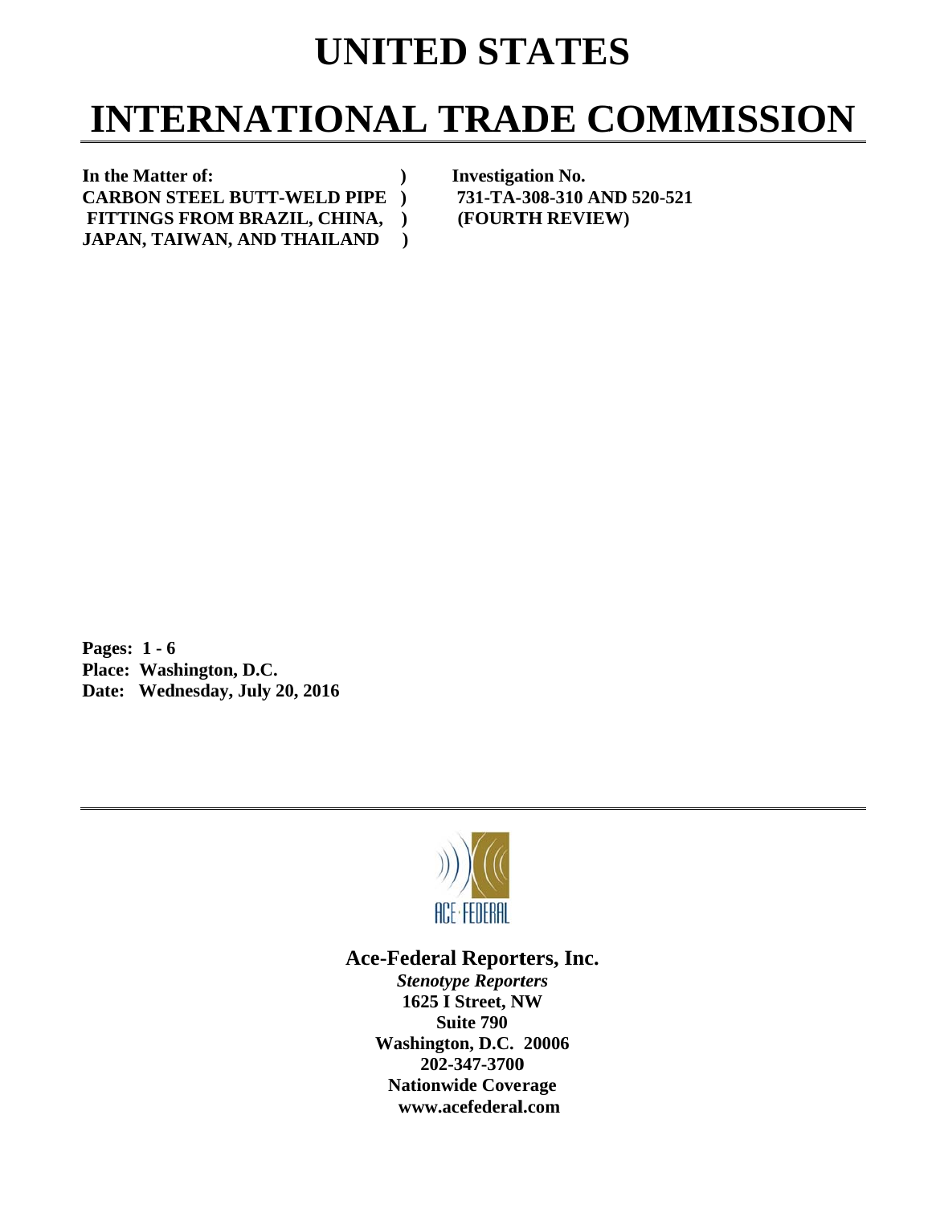# UNITED STATES

# INTERNATIONAL TRADE COMMISSION

| In the Matter of: | ) | Investigation No. |
|---|---|---|
| CARBON STEEL BUTT-WELD PIPE | ) | 731-TA-308-310 AND 520-521 |
| FITTINGS FROM BRAZIL, CHINA, | ) | (FOURTH REVIEW) |
| JAPAN, TAIWAN, AND THAILAND | ) | |

**Pages: 1 - 6**
**Place: Washington, D.C.**
**Date: Wednesday, July 20, 2016**

ACE·FEDERAL

**Ace-Federal Reporters, Inc.**

***Stenotype Reporters***
**1625 I Street, NW**
**Suite 790**
**Washington, D.C. 20006**
**202-347-3700**
**Nationwide Coverage**
**www.acefederal.com**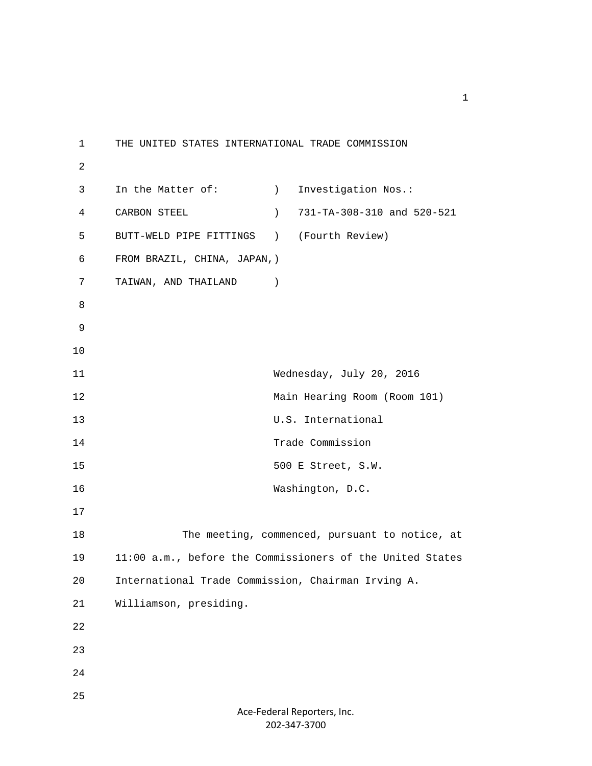THE UNITED STATES INTERNATIONAL TRADE COMMISSION

| In the Matter of: | ) | Investigation Nos.: |
|---|---|---|
| CARBON STEEL | ) | 731-TA-308-310 and 520-521 |
| BUTT-WELD PIPE FITTINGS | ) | (Fourth Review) |
| FROM BRAZIL, CHINA, JAPAN, | ) | |
| TAIWAN, AND THAILAND | ) | |

Wednesday, July 20, 2016
Main Hearing Room (Room 101)
U.S. International
Trade Commission
500 E Street, S.W.
Washington, D.C.

The meeting, commenced, pursuant to notice, at 11:00 a.m., before the Commissioners of the United States International Trade Commission, Chairman Irving A. Williamson, presiding.

Ace-Federal Reporters, Inc.
202-347-3700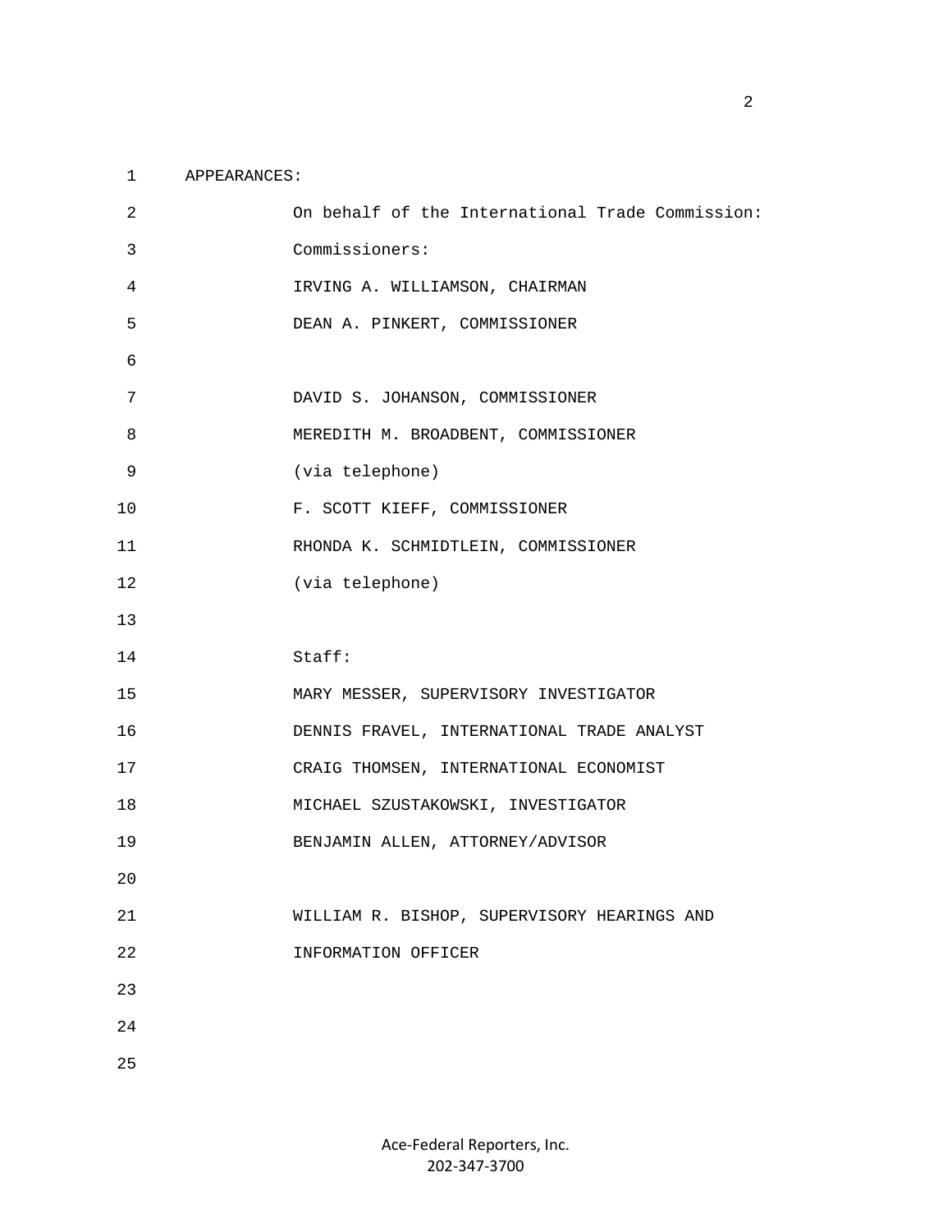APPEARANCES:

On behalf of the International Trade Commission:

Commissioners:

IRVING A. WILLIAMSON, CHAIRMAN

DEAN A. PINKERT, COMMISSIONER

DAVID S. JOHANSON, COMMISSIONER

MEREDITH M. BROADBENT, COMMISSIONER

(via telephone)

F. SCOTT KIEFF, COMMISSIONER

RHONDA K. SCHMIDTLEIN, COMMISSIONER

(via telephone)

Staff:

MARY MESSER, SUPERVISORY INVESTIGATOR

DENNIS FRAVEL, INTERNATIONAL TRADE ANALYST

CRAIG THOMSEN, INTERNATIONAL ECONOMIST

MICHAEL SZUSTAKOWSKI, INVESTIGATOR

BENJAMIN ALLEN, ATTORNEY/ADVISOR

WILLIAM R. BISHOP, SUPERVISORY HEARINGS AND INFORMATION OFFICER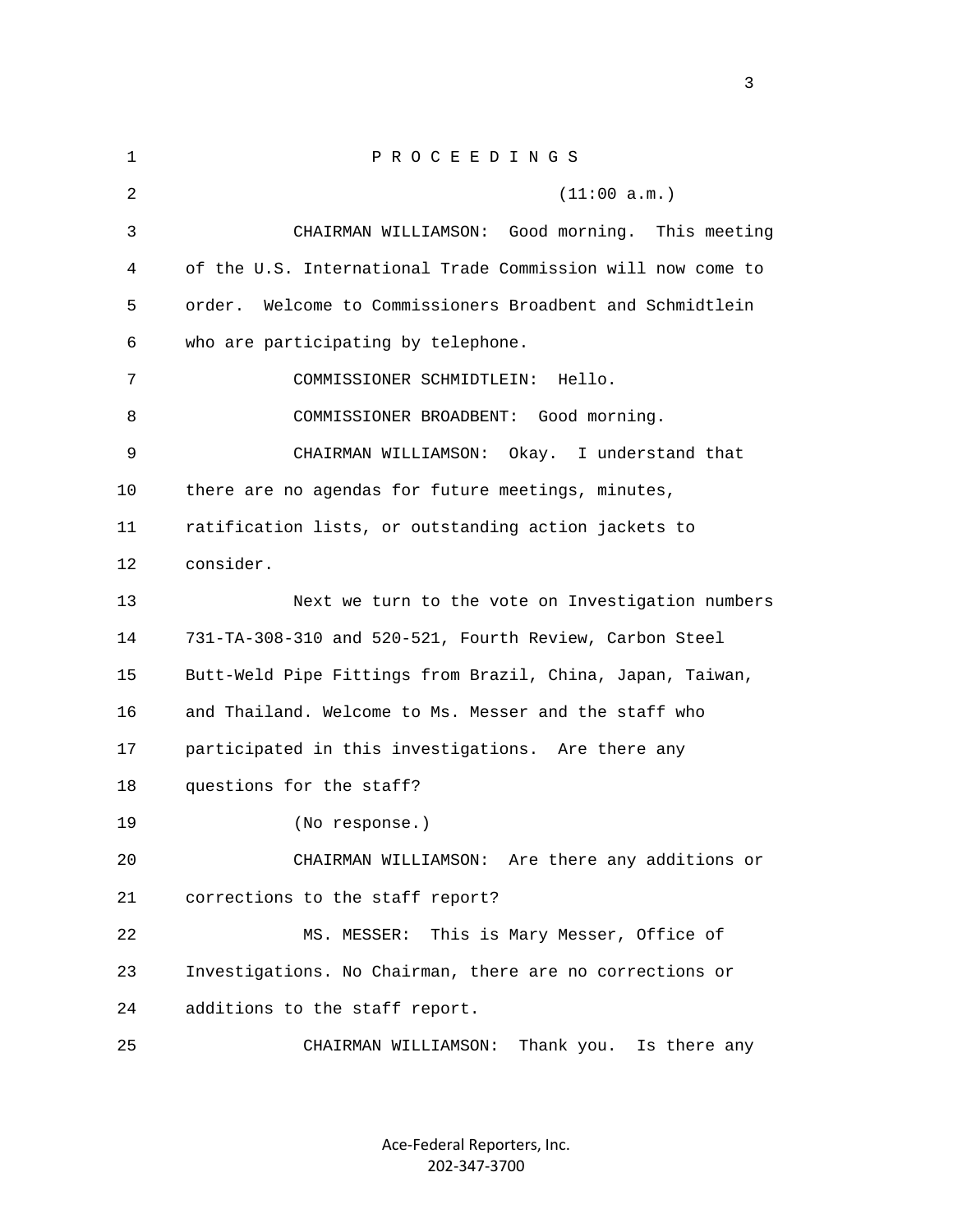P R O C E E D I N G S

(11:00 a.m.)

CHAIRMAN WILLIAMSON: Good morning. This meeting of the U.S. International Trade Commission will now come to order. Welcome to Commissioners Broadbent and Schmidtlein who are participating by telephone.

COMMISSIONER SCHMIDTLEIN: Hello.

COMMISSIONER BROADBENT: Good morning.

CHAIRMAN WILLIAMSON: Okay. I understand that there are no agendas for future meetings, minutes, ratification lists, or outstanding action jackets to consider.

Next we turn to the vote on Investigation numbers 731-TA-308-310 and 520-521, Fourth Review, Carbon Steel Butt-Weld Pipe Fittings from Brazil, China, Japan, Taiwan, and Thailand. Welcome to Ms. Messer and the staff who participated in this investigations. Are there any questions for the staff?

(No response.)

CHAIRMAN WILLIAMSON: Are there any additions or corrections to the staff report?

MS. MESSER: This is Mary Messer, Office of Investigations. No Chairman, there are no corrections or additions to the staff report.

CHAIRMAN WILLIAMSON: Thank you. Is there any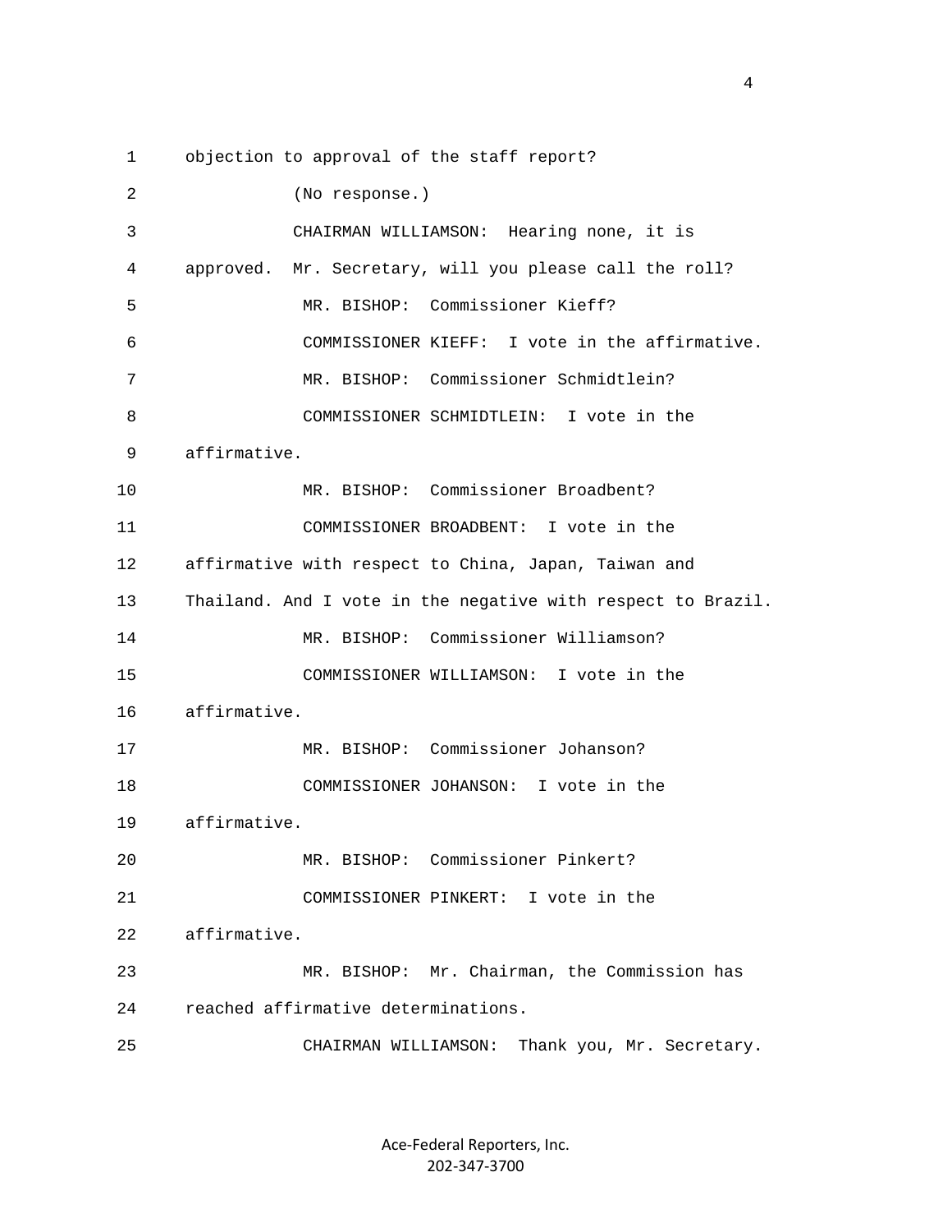objection to approval of the staff report?

(No response.)

CHAIRMAN WILLIAMSON: Hearing none, it is approved. Mr. Secretary, will you please call the roll?

MR. BISHOP: Commissioner Kieff?

COMMISSIONER KIEFF: I vote in the affirmative.

MR. BISHOP: Commissioner Schmidtlein?

COMMISSIONER SCHMIDTLEIN: I vote in the affirmative.

MR. BISHOP: Commissioner Broadbent?

COMMISSIONER BROADBENT: I vote in the affirmative with respect to China, Japan, Taiwan and Thailand. And I vote in the negative with respect to Brazil.

MR. BISHOP: Commissioner Williamson?

COMMISSIONER WILLIAMSON: I vote in the affirmative.

MR. BISHOP: Commissioner Johanson?

COMMISSIONER JOHANSON: I vote in the affirmative.

MR. BISHOP: Commissioner Pinkert?

COMMISSIONER PINKERT: I vote in the affirmative.

MR. BISHOP: Mr. Chairman, the Commission has reached affirmative determinations.

CHAIRMAN WILLIAMSON: Thank you, Mr. Secretary.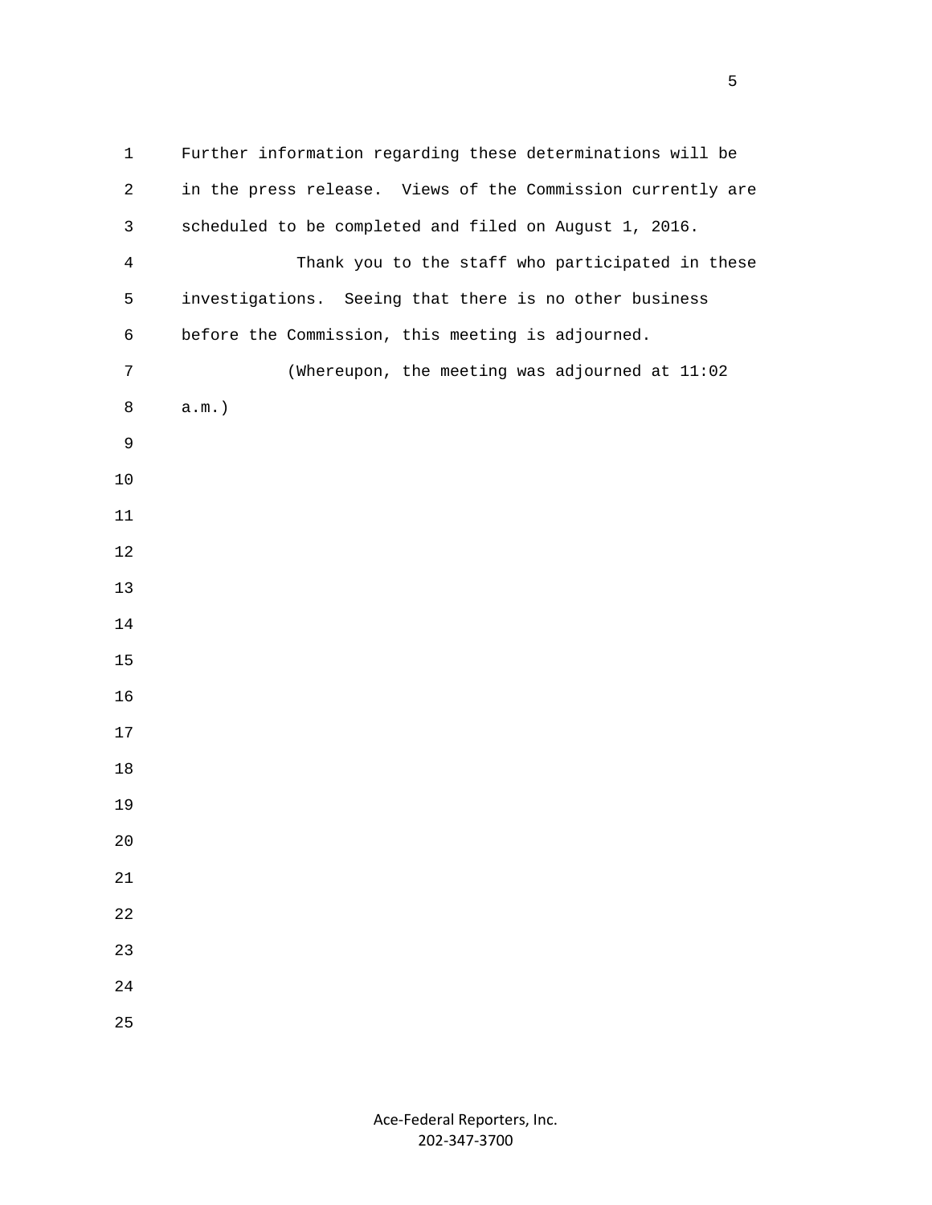Further information regarding these determinations will be in the press release. Views of the Commission currently are scheduled to be completed and filed on August 1, 2016.

Thank you to the staff who participated in these investigations. Seeing that there is no other business before the Commission, this meeting is adjourned.

(Whereupon, the meeting was adjourned at 11:02 a.m.)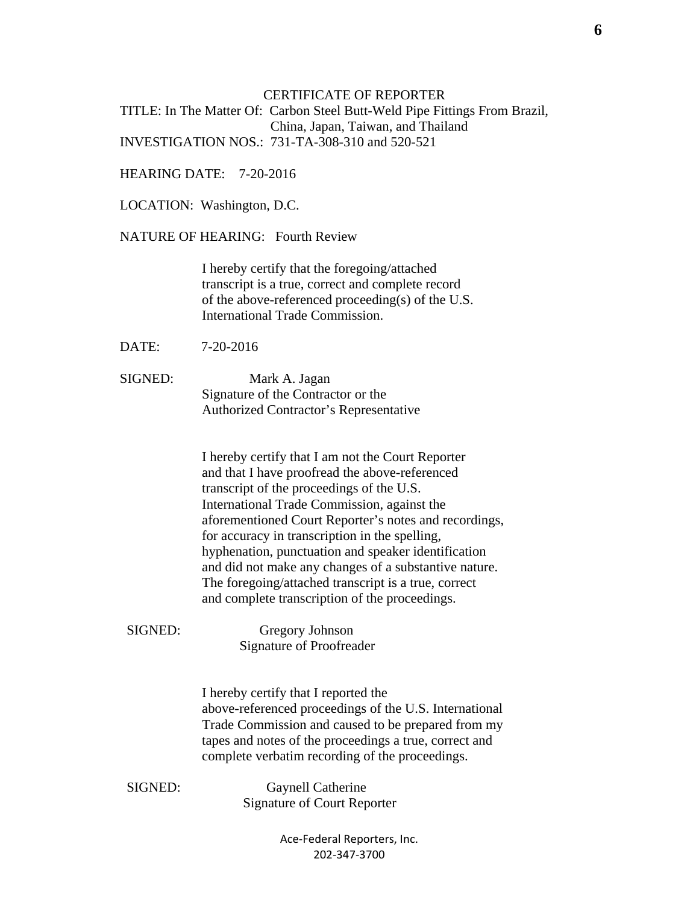CERTIFICATE OF REPORTER

TITLE: In The Matter Of: Carbon Steel Butt-Weld Pipe Fittings From Brazil, China, Japan, Taiwan, and Thailand

INVESTIGATION NOS.: 731-TA-308-310 and 520-521

HEARING DATE: 7-20-2016

LOCATION: Washington, D.C.

NATURE OF HEARING: Fourth Review

I hereby certify that the foregoing/attached transcript is a true, correct and complete record of the above-referenced proceeding(s) of the U.S. International Trade Commission.

DATE: 7-20-2016

SIGNED: Mark A. Jagan
Signature of the Contractor or the Authorized Contractor's Representative

I hereby certify that I am not the Court Reporter and that I have proofread the above-referenced transcript of the proceedings of the U.S. International Trade Commission, against the aforementioned Court Reporter's notes and recordings, for accuracy in transcription in the spelling, hyphenation, punctuation and speaker identification and did not make any changes of a substantive nature. The foregoing/attached transcript is a true, correct and complete transcription of the proceedings.

SIGNED: Gregory Johnson
Signature of Proofreader

I hereby certify that I reported the above-referenced proceedings of the U.S. International Trade Commission and caused to be prepared from my tapes and notes of the proceedings a true, correct and complete verbatim recording of the proceedings.

SIGNED: Gaynell Catherine
Signature of Court Reporter